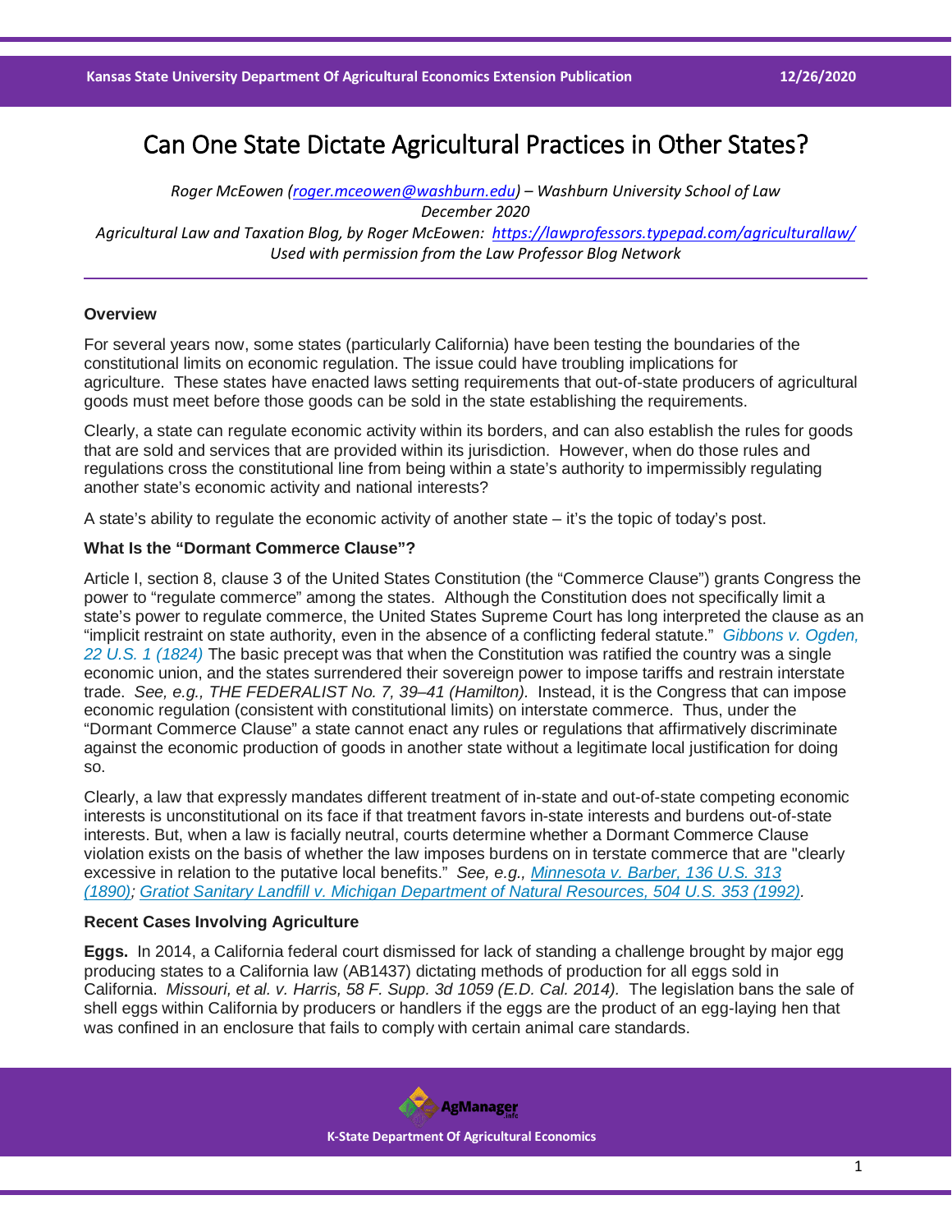# Can One State Dictate Agricultural Practices in Other States?

*Roger McEowen (roger.mceowen@washburn.edu) – Washburn University School of Law*
*December 2020*
*Agricultural Law and Taxation Blog, by Roger McEowen: https://lawprofessors.typepad.com/agriculturallaw/*
*Used with permission from the Law Professor Blog Network*

### Overview

For several years now, some states (particularly California) have been testing the boundaries of the constitutional limits on economic regulation. The issue could have troubling implications for agriculture. These states have enacted laws setting requirements that out-of-state producers of agricultural goods must meet before those goods can be sold in the state establishing the requirements.

Clearly, a state can regulate economic activity within its borders, and can also establish the rules for goods that are sold and services that are provided within its jurisdiction. However, when do those rules and regulations cross the constitutional line from being within a state's authority to impermissibly regulating another state's economic activity and national interests?

A state's ability to regulate the economic activity of another state – it's the topic of today's post.

### What Is the "Dormant Commerce Clause"?

Article I, section 8, clause 3 of the United States Constitution (the "Commerce Clause") grants Congress the power to "regulate commerce" among the states. Although the Constitution does not specifically limit a state's power to regulate commerce, the United States Supreme Court has long interpreted the clause as an "implicit restraint on state authority, even in the absence of a conflicting federal statute." *Gibbons v. Ogden, 22 U.S. 1 (1824)* The basic precept was that when the Constitution was ratified the country was a single economic union, and the states surrendered their sovereign power to impose tariffs and restrain interstate trade. *See, e.g., THE FEDERALIST No. 7, 39–41 (Hamilton).* Instead, it is the Congress that can impose economic regulation (consistent with constitutional limits) on interstate commerce. Thus, under the "Dormant Commerce Clause" a state cannot enact any rules or regulations that affirmatively discriminate against the economic production of goods in another state without a legitimate local justification for doing so.

Clearly, a law that expressly mandates different treatment of in-state and out-of-state competing economic interests is unconstitutional on its face if that treatment favors in-state interests and burdens out-of-state interests. But, when a law is facially neutral, courts determine whether a Dormant Commerce Clause violation exists on the basis of whether the law imposes burdens on in terstate commerce that are "clearly excessive in relation to the putative local benefits." *See, e.g., Minnesota v. Barber, 136 U.S. 313 (1890); Gratiot Sanitary Landfill v. Michigan Department of Natural Resources, 504 U.S. 353 (1992).*

### Recent Cases Involving Agriculture

**Eggs.** In 2014, a California federal court dismissed for lack of standing a challenge brought by major egg producing states to a California law (AB1437) dictating methods of production for all eggs sold in California. *Missouri, et al. v. Harris, 58 F. Supp. 3d 1059 (E.D. Cal. 2014).* The legislation bans the sale of shell eggs within California by producers or handlers if the eggs are the product of an egg-laying hen that was confined in an enclosure that fails to comply with certain animal care standards.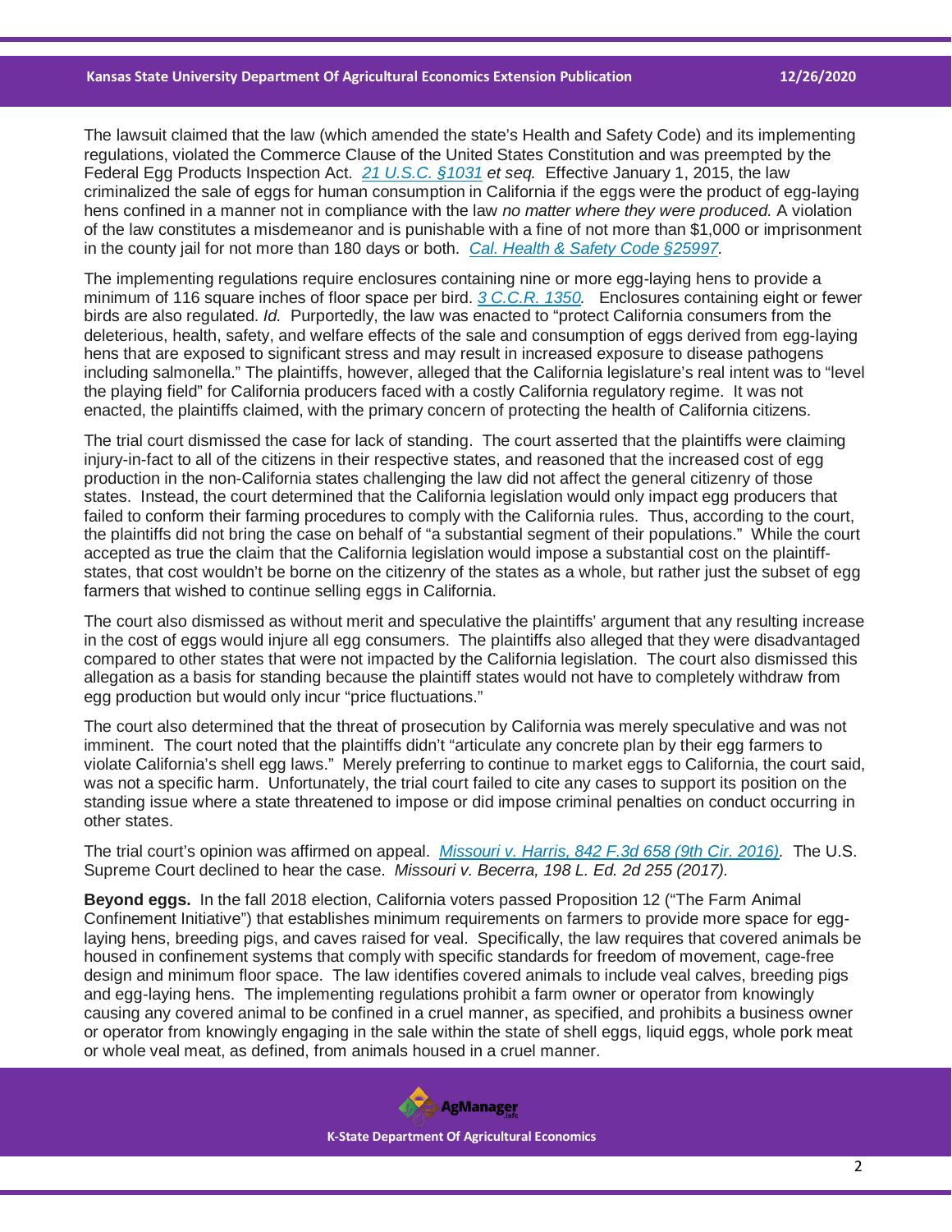The lawsuit claimed that the law (which amended the state's Health and Safety Code) and its implementing regulations, violated the Commerce Clause of the United States Constitution and was preempted by the Federal Egg Products Inspection Act. [21 U.S.C. §1031](#) *et seq.* Effective January 1, 2015, the law criminalized the sale of eggs for human consumption in California if the eggs were the product of egg-laying hens confined in a manner not in compliance with the law *no matter where they were produced.* A violation of the law constitutes a misdemeanor and is punishable with a fine of not more than $1,000 or imprisonment in the county jail for not more than 180 days or both. [Cal. Health & Safety Code §25997](#).

The implementing regulations require enclosures containing nine or more egg-laying hens to provide a minimum of 116 square inches of floor space per bird. [3 C.C.R. 1350](#). Enclosures containing eight or fewer birds are also regulated. *Id.* Purportedly, the law was enacted to "protect California consumers from the deleterious, health, safety, and welfare effects of the sale and consumption of eggs derived from egg-laying hens that are exposed to significant stress and may result in increased exposure to disease pathogens including salmonella." The plaintiffs, however, alleged that the California legislature's real intent was to "level the playing field" for California producers faced with a costly California regulatory regime. It was not enacted, the plaintiffs claimed, with the primary concern of protecting the health of California citizens.

The trial court dismissed the case for lack of standing. The court asserted that the plaintiffs were claiming injury-in-fact to all of the citizens in their respective states, and reasoned that the increased cost of egg production in the non-California states challenging the law did not affect the general citizenry of those states. Instead, the court determined that the California legislation would only impact egg producers that failed to conform their farming procedures to comply with the California rules. Thus, according to the court, the plaintiffs did not bring the case on behalf of "a substantial segment of their populations." While the court accepted as true the claim that the California legislation would impose a substantial cost on the plaintiff-states, that cost wouldn't be borne on the citizenry of the states as a whole, but rather just the subset of egg farmers that wished to continue selling eggs in California.

The court also dismissed as without merit and speculative the plaintiffs' argument that any resulting increase in the cost of eggs would injure all egg consumers. The plaintiffs also alleged that they were disadvantaged compared to other states that were not impacted by the California legislation. The court also dismissed this allegation as a basis for standing because the plaintiff states would not have to completely withdraw from egg production but would only incur "price fluctuations."

The court also determined that the threat of prosecution by California was merely speculative and was not imminent. The court noted that the plaintiffs didn't "articulate any concrete plan by their egg farmers to violate California's shell egg laws." Merely preferring to continue to market eggs to California, the court said, was not a specific harm. Unfortunately, the trial court failed to cite any cases to support its position on the standing issue where a state threatened to impose or did impose criminal penalties on conduct occurring in other states.

The trial court's opinion was affirmed on appeal. [*Missouri v. Harris*, 842 F.3d 658 (9th Cir. 2016)](#). The U.S. Supreme Court declined to hear the case. *Missouri v. Becerra*, 198 L. Ed. 2d 255 (2017).

**Beyond eggs.** In the fall 2018 election, California voters passed Proposition 12 ("The Farm Animal Confinement Initiative") that establishes minimum requirements on farmers to provide more space for egg-laying hens, breeding pigs, and caves raised for veal. Specifically, the law requires that covered animals be housed in confinement systems that comply with specific standards for freedom of movement, cage-free design and minimum floor space. The law identifies covered animals to include veal calves, breeding pigs and egg-laying hens. The implementing regulations prohibit a farm owner or operator from knowingly causing any covered animal to be confined in a cruel manner, as specified, and prohibits a business owner or operator from knowingly engaging in the sale within the state of shell eggs, liquid eggs, whole pork meat or whole veal meat, as defined, from animals housed in a cruel manner.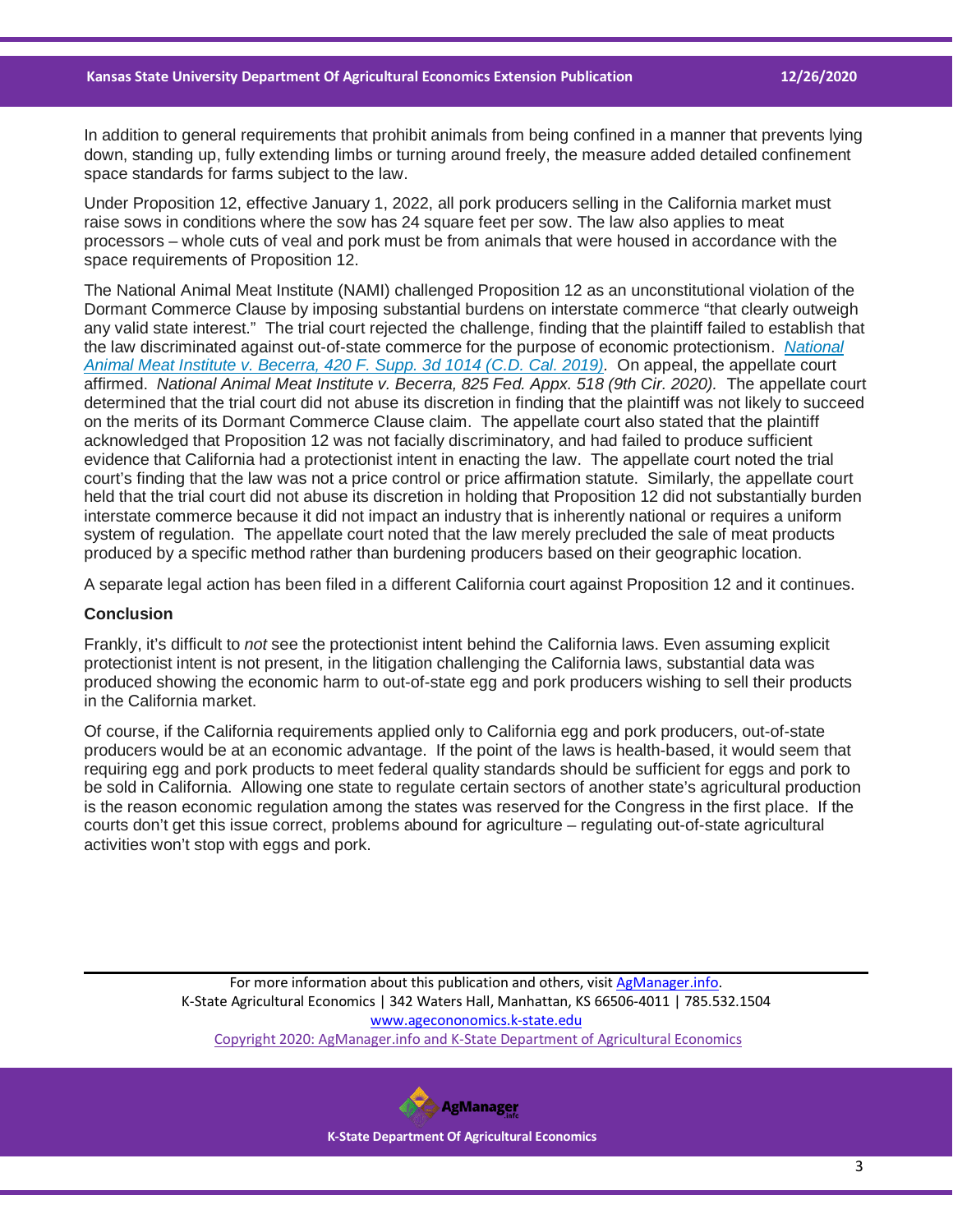In addition to general requirements that prohibit animals from being confined in a manner that prevents lying down, standing up, fully extending limbs or turning around freely, the measure added detailed confinement space standards for farms subject to the law.

Under Proposition 12, effective January 1, 2022, all pork producers selling in the California market must raise sows in conditions where the sow has 24 square feet per sow. The law also applies to meat processors – whole cuts of veal and pork must be from animals that were housed in accordance with the space requirements of Proposition 12.

The National Animal Meat Institute (NAMI) challenged Proposition 12 as an unconstitutional violation of the Dormant Commerce Clause by imposing substantial burdens on interstate commerce "that clearly outweigh any valid state interest." The trial court rejected the challenge, finding that the plaintiff failed to establish that the law discriminated against out-of-state commerce for the purpose of economic protectionism. *National Animal Meat Institute v. Becerra, 420 F. Supp. 3d 1014 (C.D. Cal. 2019)*. On appeal, the appellate court affirmed. *National Animal Meat Institute v. Becerra, 825 Fed. Appx. 518 (9th Cir. 2020).* The appellate court determined that the trial court did not abuse its discretion in finding that the plaintiff was not likely to succeed on the merits of its Dormant Commerce Clause claim. The appellate court also stated that the plaintiff acknowledged that Proposition 12 was not facially discriminatory, and had failed to produce sufficient evidence that California had a protectionist intent in enacting the law. The appellate court noted the trial court's finding that the law was not a price control or price affirmation statute. Similarly, the appellate court held that the trial court did not abuse its discretion in holding that Proposition 12 did not substantially burden interstate commerce because it did not impact an industry that is inherently national or requires a uniform system of regulation. The appellate court noted that the law merely precluded the sale of meat products produced by a specific method rather than burdening producers based on their geographic location.

A separate legal action has been filed in a different California court against Proposition 12 and it continues.

**Conclusion**

Frankly, it's difficult to *not* see the protectionist intent behind the California laws. Even assuming explicit protectionist intent is not present, in the litigation challenging the California laws, substantial data was produced showing the economic harm to out-of-state egg and pork producers wishing to sell their products in the California market.

Of course, if the California requirements applied only to California egg and pork producers, out-of-state producers would be at an economic advantage. If the point of the laws is health-based, it would seem that requiring egg and pork products to meet federal quality standards should be sufficient for eggs and pork to be sold in California. Allowing one state to regulate certain sectors of another state's agricultural production is the reason economic regulation among the states was reserved for the Congress in the first place. If the courts don't get this issue correct, problems abound for agriculture – regulating out-of-state agricultural activities won't stop with eggs and pork.

For more information about this publication and others, visit AgManager.info.
K-State Agricultural Economics | 342 Waters Hall, Manhattan, KS 66506-4011 | 785.532.1504
www.agecononomics.k-state.edu
Copyright 2020: AgManager.info and K-State Department of Agricultural Economics